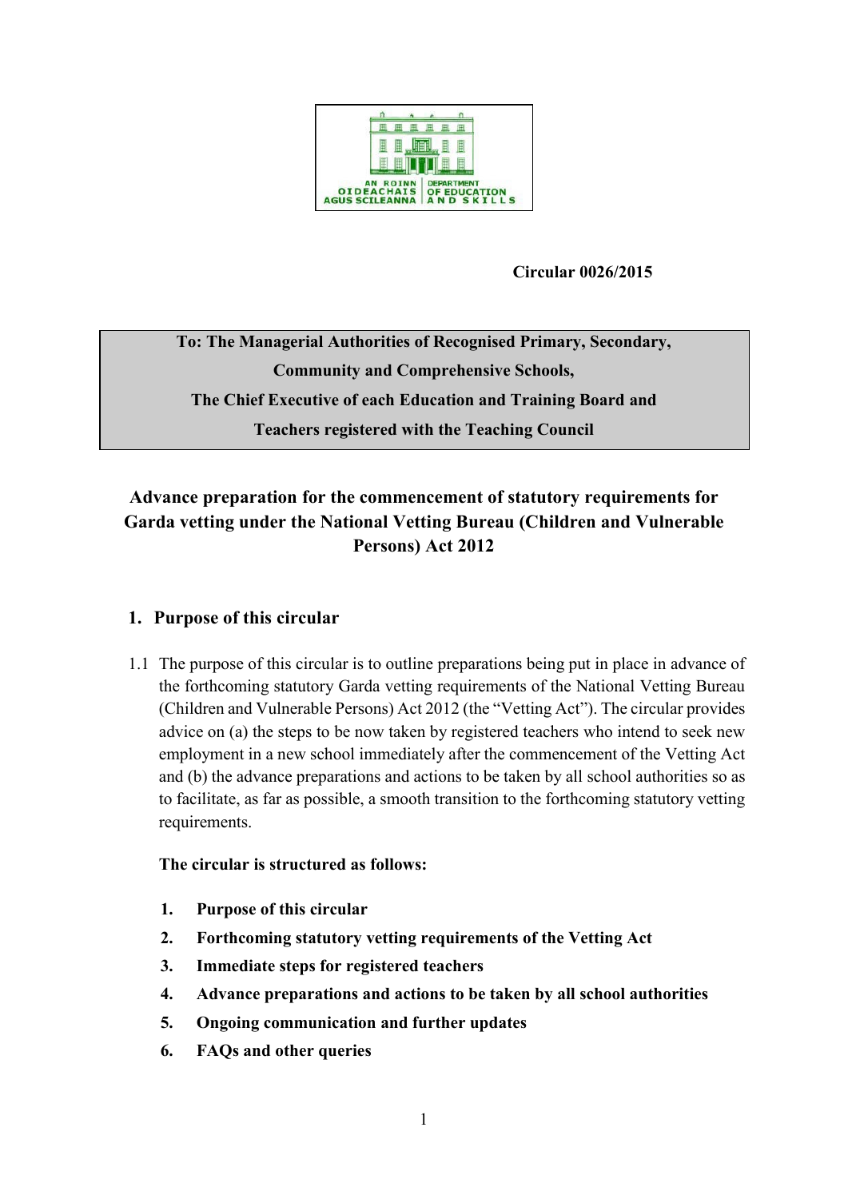Circular 0026/2015

**To: The Managerial Authorities of Recognised Primary, Secondary, Community and Comprehensive Schools, The Chief Executive of each Education and Training Board and Teachers registered with the Teaching Council**

# Advance preparation for the commencement of statutory requirements for Garda vetting under the National Vetting Bureau (Children and Vulnerable Persons) Act 2012

## 1. Purpose of this circular

1.1 The purpose of this circular is to outline preparations being put in place in advance of the forthcoming statutory Garda vetting requirements of the National Vetting Bureau (Children and Vulnerable Persons) Act 2012 (the "Vetting Act"). The circular provides advice on (a) the steps to be now taken by registered teachers who intend to seek new employment in a new school immediately after the commencement of the Vetting Act and (b) the advance preparations and actions to be taken by all school authorities so as to facilitate, as far as possible, a smooth transition to the forthcoming statutory vetting requirements.

**The circular is structured as follows:**

1. **Purpose of this circular**
2. **Forthcoming statutory vetting requirements of the Vetting Act**
3. **Immediate steps for registered teachers**
4. **Advance preparations and actions to be taken by all school authorities**
5. **Ongoing communication and further updates**
6. **FAQs and other queries**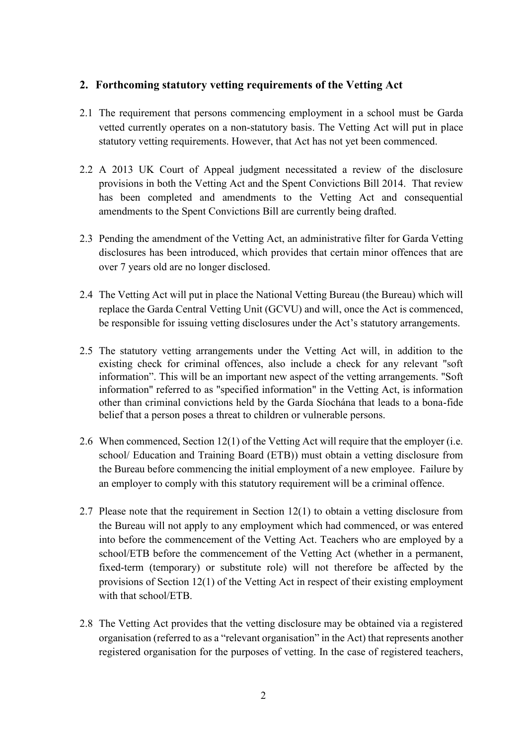## 2. Forthcoming statutory vetting requirements of the Vetting Act

2.1 The requirement that persons commencing employment in a school must be Garda vetted currently operates on a non-statutory basis. The Vetting Act will put in place statutory vetting requirements. However, that Act has not yet been commenced.

2.2 A 2013 UK Court of Appeal judgment necessitated a review of the disclosure provisions in both the Vetting Act and the Spent Convictions Bill 2014. That review has been completed and amendments to the Vetting Act and consequential amendments to the Spent Convictions Bill are currently being drafted.

2.3 Pending the amendment of the Vetting Act, an administrative filter for Garda Vetting disclosures has been introduced, which provides that certain minor offences that are over 7 years old are no longer disclosed.

2.4 The Vetting Act will put in place the National Vetting Bureau (the Bureau) which will replace the Garda Central Vetting Unit (GCVU) and will, once the Act is commenced, be responsible for issuing vetting disclosures under the Act's statutory arrangements.

2.5 The statutory vetting arrangements under the Vetting Act will, in addition to the existing check for criminal offences, also include a check for any relevant "soft information". This will be an important new aspect of the vetting arrangements. "Soft information" referred to as "specified information" in the Vetting Act, is information other than criminal convictions held by the Garda Síochána that leads to a bona-fide belief that a person poses a threat to children or vulnerable persons.

2.6 When commenced, Section 12(1) of the Vetting Act will require that the employer (i.e. school/ Education and Training Board (ETB)) must obtain a vetting disclosure from the Bureau before commencing the initial employment of a new employee. Failure by an employer to comply with this statutory requirement will be a criminal offence.

2.7 Please note that the requirement in Section 12(1) to obtain a vetting disclosure from the Bureau will not apply to any employment which had commenced, or was entered into before the commencement of the Vetting Act. Teachers who are employed by a school/ETB before the commencement of the Vetting Act (whether in a permanent, fixed-term (temporary) or substitute role) will not therefore be affected by the provisions of Section 12(1) of the Vetting Act in respect of their existing employment with that school/ETB.

2.8 The Vetting Act provides that the vetting disclosure may be obtained via a registered organisation (referred to as a "relevant organisation" in the Act) that represents another registered organisation for the purposes of vetting. In the case of registered teachers,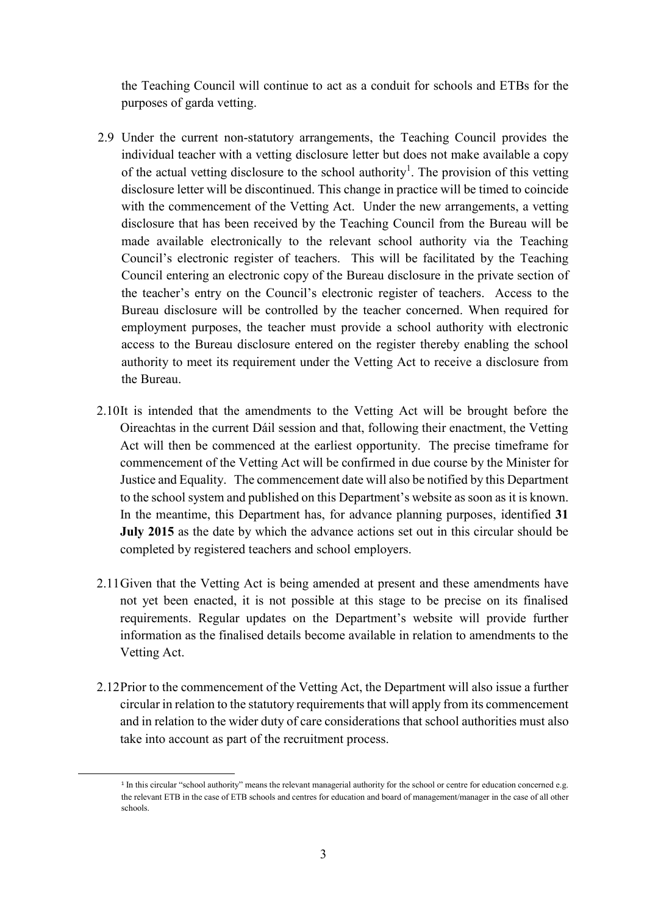the Teaching Council will continue to act as a conduit for schools and ETBs for the purposes of garda vetting.

2.9 Under the current non-statutory arrangements, the Teaching Council provides the individual teacher with a vetting disclosure letter but does not make available a copy of the actual vetting disclosure to the school authority[1]. The provision of this vetting disclosure letter will be discontinued. This change in practice will be timed to coincide with the commencement of the Vetting Act. Under the new arrangements, a vetting disclosure that has been received by the Teaching Council from the Bureau will be made available electronically to the relevant school authority via the Teaching Council's electronic register of teachers. This will be facilitated by the Teaching Council entering an electronic copy of the Bureau disclosure in the private section of the teacher's entry on the Council's electronic register of teachers. Access to the Bureau disclosure will be controlled by the teacher concerned. When required for employment purposes, the teacher must provide a school authority with electronic access to the Bureau disclosure entered on the register thereby enabling the school authority to meet its requirement under the Vetting Act to receive a disclosure from the Bureau.

2.10 It is intended that the amendments to the Vetting Act will be brought before the Oireachtas in the current Dáil session and that, following their enactment, the Vetting Act will then be commenced at the earliest opportunity. The precise timeframe for commencement of the Vetting Act will be confirmed in due course by the Minister for Justice and Equality. The commencement date will also be notified by this Department to the school system and published on this Department's website as soon as it is known. In the meantime, this Department has, for advance planning purposes, identified **31 July 2015** as the date by which the advance actions set out in this circular should be completed by registered teachers and school employers.

2.11 Given that the Vetting Act is being amended at present and these amendments have not yet been enacted, it is not possible at this stage to be precise on its finalised requirements. Regular updates on the Department's website will provide further information as the finalised details become available in relation to amendments to the Vetting Act.

2.12 Prior to the commencement of the Vetting Act, the Department will also issue a further circular in relation to the statutory requirements that will apply from its commencement and in relation to the wider duty of care considerations that school authorities must also take into account as part of the recruitment process.

---

[1] In this circular "school authority" means the relevant managerial authority for the school or centre for education concerned e.g. the relevant ETB in the case of ETB schools and centres for education and board of management/manager in the case of all other schools.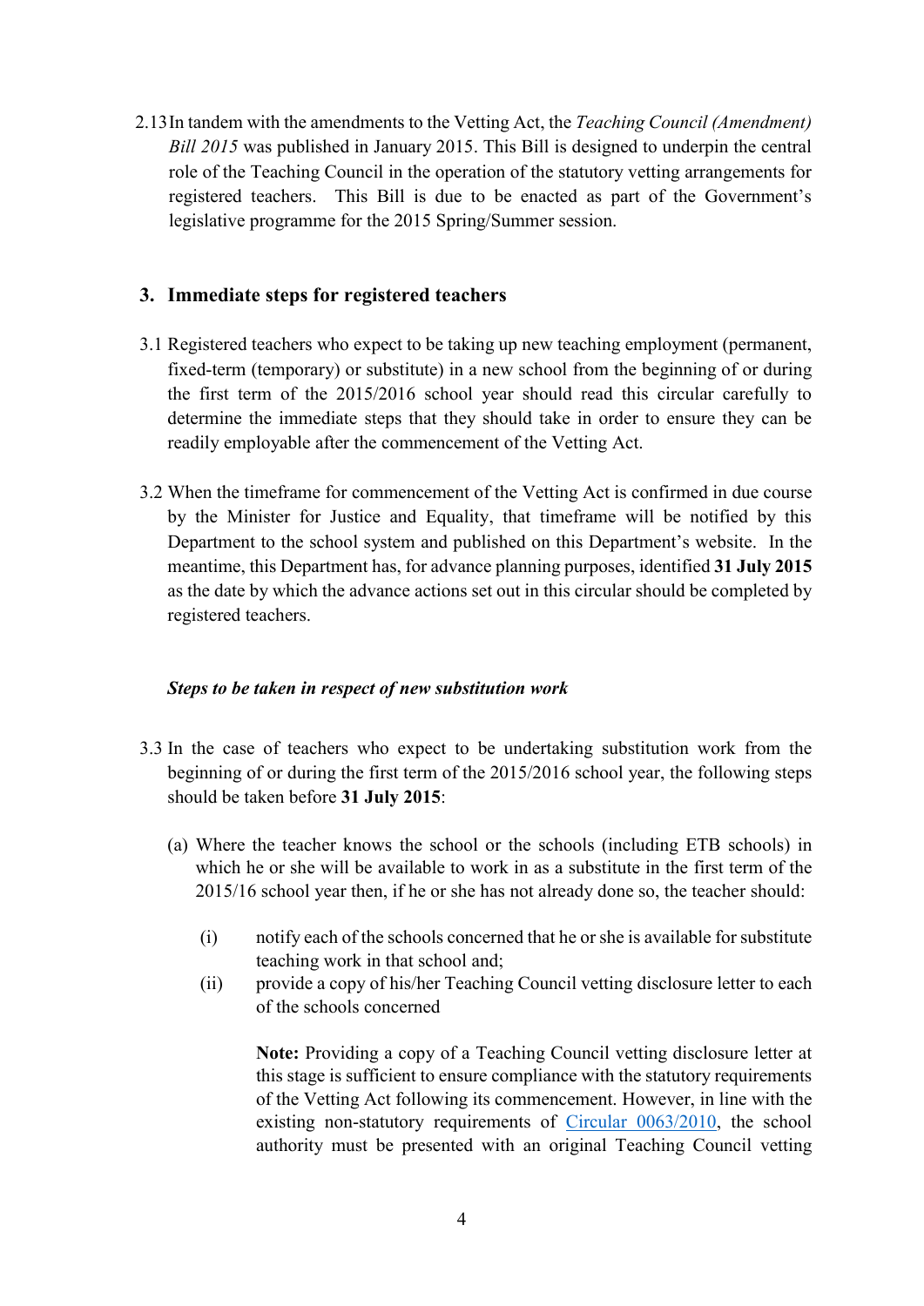2.13 In tandem with the amendments to the Vetting Act, the *Teaching Council (Amendment) Bill 2015* was published in January 2015. This Bill is designed to underpin the central role of the Teaching Council in the operation of the statutory vetting arrangements for registered teachers. This Bill is due to be enacted as part of the Government's legislative programme for the 2015 Spring/Summer session.

## 3. Immediate steps for registered teachers

3.1 Registered teachers who expect to be taking up new teaching employment (permanent, fixed-term (temporary) or substitute) in a new school from the beginning of or during the first term of the 2015/2016 school year should read this circular carefully to determine the immediate steps that they should take in order to ensure they can be readily employable after the commencement of the Vetting Act.

3.2 When the timeframe for commencement of the Vetting Act is confirmed in due course by the Minister for Justice and Equality, that timeframe will be notified by this Department to the school system and published on this Department's website. In the meantime, this Department has, for advance planning purposes, identified **31 July 2015** as the date by which the advance actions set out in this circular should be completed by registered teachers.

### *Steps to be taken in respect of new substitution work*

3.3 In the case of teachers who expect to be undertaking substitution work from the beginning of or during the first term of the 2015/2016 school year, the following steps should be taken before **31 July 2015**:

(a) Where the teacher knows the school or the schools (including ETB schools) in which he or she will be available to work in as a substitute in the first term of the 2015/16 school year then, if he or she has not already done so, the teacher should:

(i) notify each of the schools concerned that he or she is available for substitute teaching work in that school and;

(ii) provide a copy of his/her Teaching Council vetting disclosure letter to each of the schools concerned

**Note:** Providing a copy of a Teaching Council vetting disclosure letter at this stage is sufficient to ensure compliance with the statutory requirements of the Vetting Act following its commencement. However, in line with the existing non-statutory requirements of Circular 0063/2010, the school authority must be presented with an original Teaching Council vetting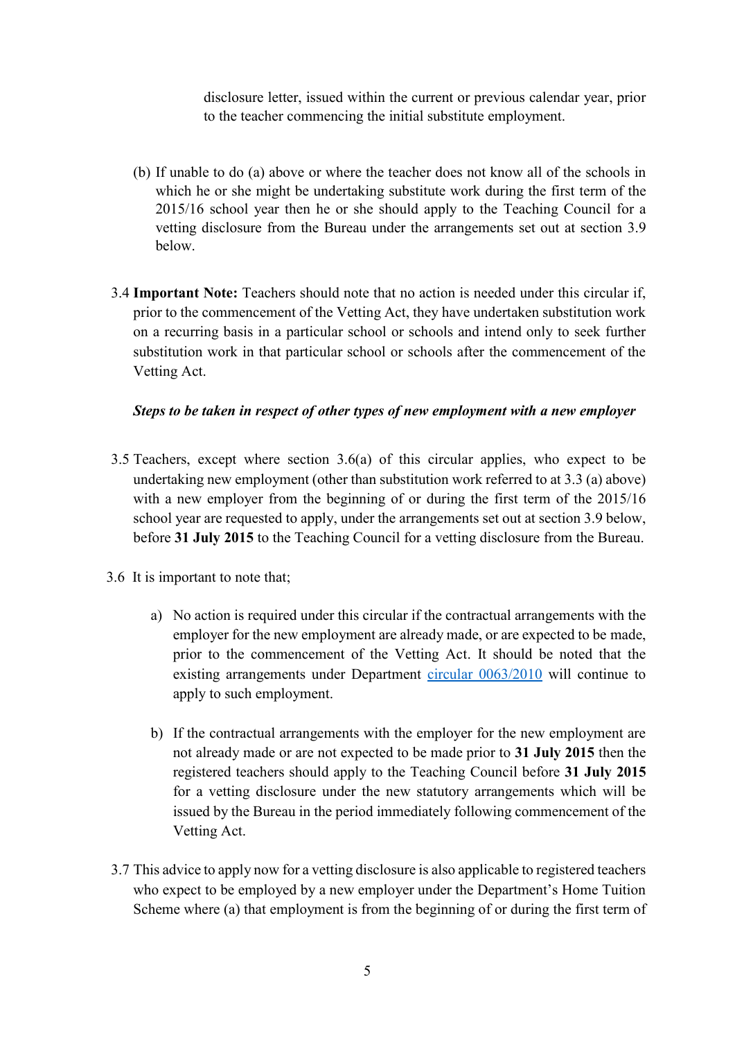disclosure letter, issued within the current or previous calendar year, prior to the teacher commencing the initial substitute employment.

(b) If unable to do (a) above or where the teacher does not know all of the schools in which he or she might be undertaking substitute work during the first term of the 2015/16 school year then he or she should apply to the Teaching Council for a vetting disclosure from the Bureau under the arrangements set out at section 3.9 below.

3.4 **Important Note:** Teachers should note that no action is needed under this circular if, prior to the commencement of the Vetting Act, they have undertaken substitution work on a recurring basis in a particular school or schools and intend only to seek further substitution work in that particular school or schools after the commencement of the Vetting Act.

***Steps to be taken in respect of other types of new employment with a new employer***

3.5 Teachers, except where section 3.6(a) of this circular applies, who expect to be undertaking new employment (other than substitution work referred to at 3.3 (a) above) with a new employer from the beginning of or during the first term of the 2015/16 school year are requested to apply, under the arrangements set out at section 3.9 below, before **31 July 2015** to the Teaching Council for a vetting disclosure from the Bureau.

3.6 It is important to note that;

a) No action is required under this circular if the contractual arrangements with the employer for the new employment are already made, or are expected to be made, prior to the commencement of the Vetting Act. It should be noted that the existing arrangements under Department circular 0063/2010 will continue to apply to such employment.

b) If the contractual arrangements with the employer for the new employment are not already made or are not expected to be made prior to **31 July 2015** then the registered teachers should apply to the Teaching Council before **31 July 2015** for a vetting disclosure under the new statutory arrangements which will be issued by the Bureau in the period immediately following commencement of the Vetting Act.

3.7 This advice to apply now for a vetting disclosure is also applicable to registered teachers who expect to be employed by a new employer under the Department's Home Tuition Scheme where (a) that employment is from the beginning of or during the first term of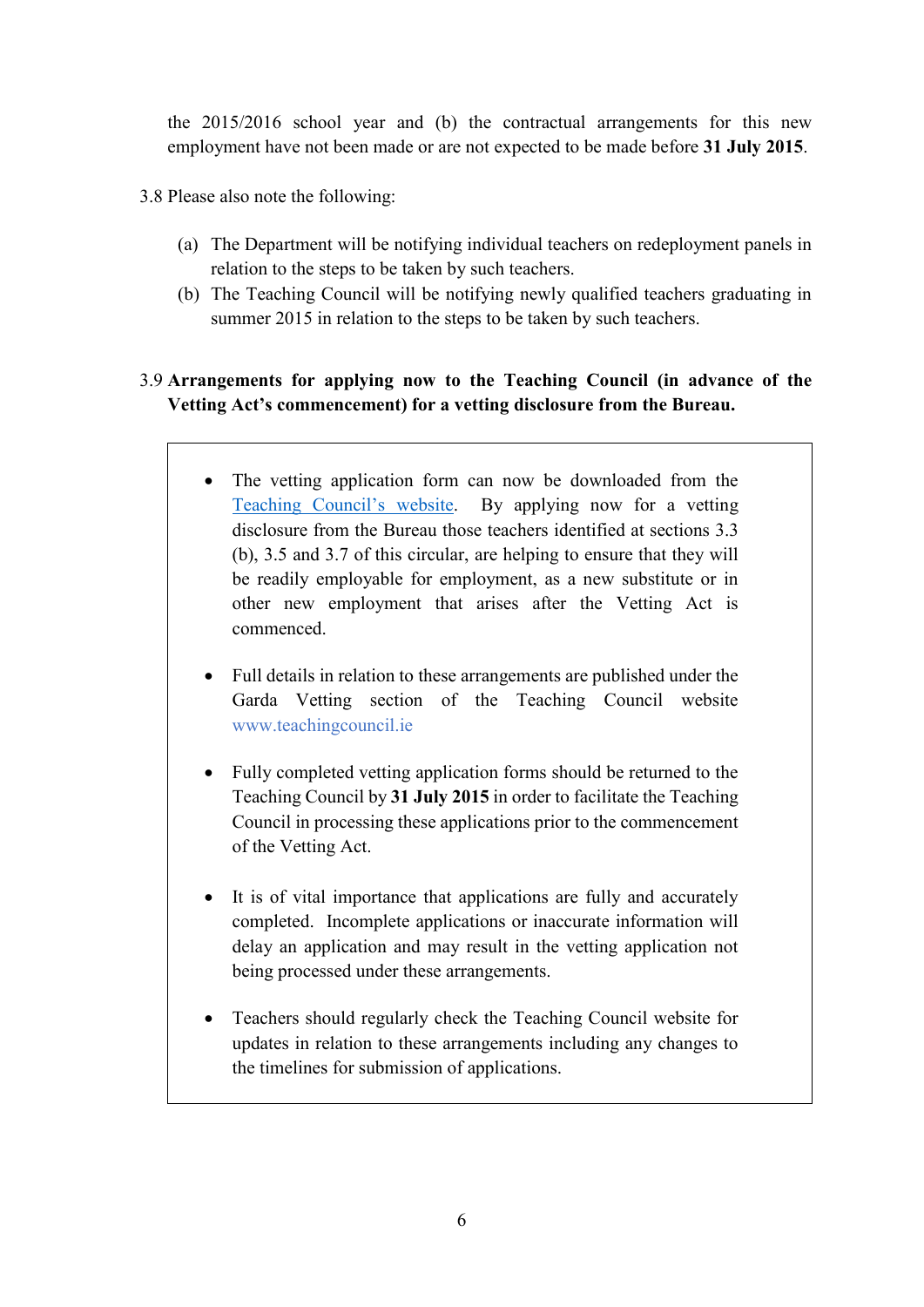the 2015/2016 school year and (b) the contractual arrangements for this new employment have not been made or are not expected to be made before **31 July 2015**.

3.8 Please also note the following:

(a) The Department will be notifying individual teachers on redeployment panels in relation to the steps to be taken by such teachers.

(b) The Teaching Council will be notifying newly qualified teachers graduating in summer 2015 in relation to the steps to be taken by such teachers.

3.9 **Arrangements for applying now to the Teaching Council (in advance of the Vetting Act's commencement) for a vetting disclosure from the Bureau.**

- The vetting application form can now be downloaded from the Teaching Council's website. By applying now for a vetting disclosure from the Bureau those teachers identified at sections 3.3 (b), 3.5 and 3.7 of this circular, are helping to ensure that they will be readily employable for employment, as a new substitute or in other new employment that arises after the Vetting Act is commenced.

- Full details in relation to these arrangements are published under the Garda Vetting section of the Teaching Council website www.teachingcouncil.ie

- Fully completed vetting application forms should be returned to the Teaching Council by **31 July 2015** in order to facilitate the Teaching Council in processing these applications prior to the commencement of the Vetting Act.

- It is of vital importance that applications are fully and accurately completed. Incomplete applications or inaccurate information will delay an application and may result in the vetting application not being processed under these arrangements.

- Teachers should regularly check the Teaching Council website for updates in relation to these arrangements including any changes to the timelines for submission of applications.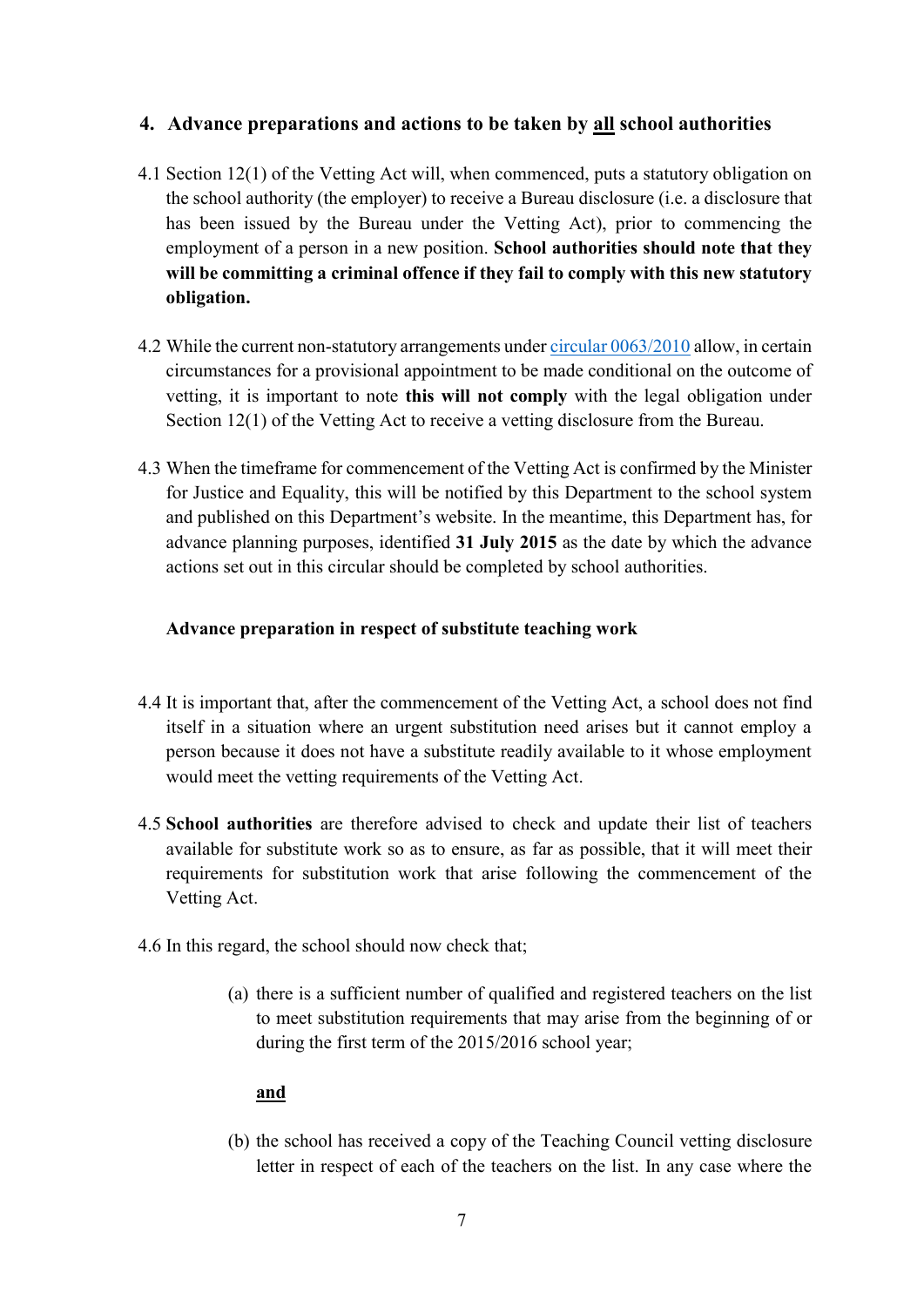## 4. Advance preparations and actions to be taken by <u>all</u> school authorities

4.1 Section 12(1) of the Vetting Act will, when commenced, puts a statutory obligation on the school authority (the employer) to receive a Bureau disclosure (i.e. a disclosure that has been issued by the Bureau under the Vetting Act), prior to commencing the employment of a person in a new position. **School authorities should note that they will be committing a criminal offence if they fail to comply with this new statutory obligation.**

4.2 While the current non-statutory arrangements under circular 0063/2010 allow, in certain circumstances for a provisional appointment to be made conditional on the outcome of vetting, it is important to note **this will not comply** with the legal obligation under Section 12(1) of the Vetting Act to receive a vetting disclosure from the Bureau.

4.3 When the timeframe for commencement of the Vetting Act is confirmed by the Minister for Justice and Equality, this will be notified by this Department to the school system and published on this Department's website. In the meantime, this Department has, for advance planning purposes, identified **31 July 2015** as the date by which the advance actions set out in this circular should be completed by school authorities.

### Advance preparation in respect of substitute teaching work

4.4 It is important that, after the commencement of the Vetting Act, a school does not find itself in a situation where an urgent substitution need arises but it cannot employ a person because it does not have a substitute readily available to it whose employment would meet the vetting requirements of the Vetting Act.

4.5 **School authorities** are therefore advised to check and update their list of teachers available for substitute work so as to ensure, as far as possible, that it will meet their requirements for substitution work that arise following the commencement of the Vetting Act.

4.6 In this regard, the school should now check that;

(a) there is a sufficient number of qualified and registered teachers on the list to meet substitution requirements that may arise from the beginning of or during the first term of the 2015/2016 school year;

**<u>and</u>**

(b) the school has received a copy of the Teaching Council vetting disclosure letter in respect of each of the teachers on the list. In any case where the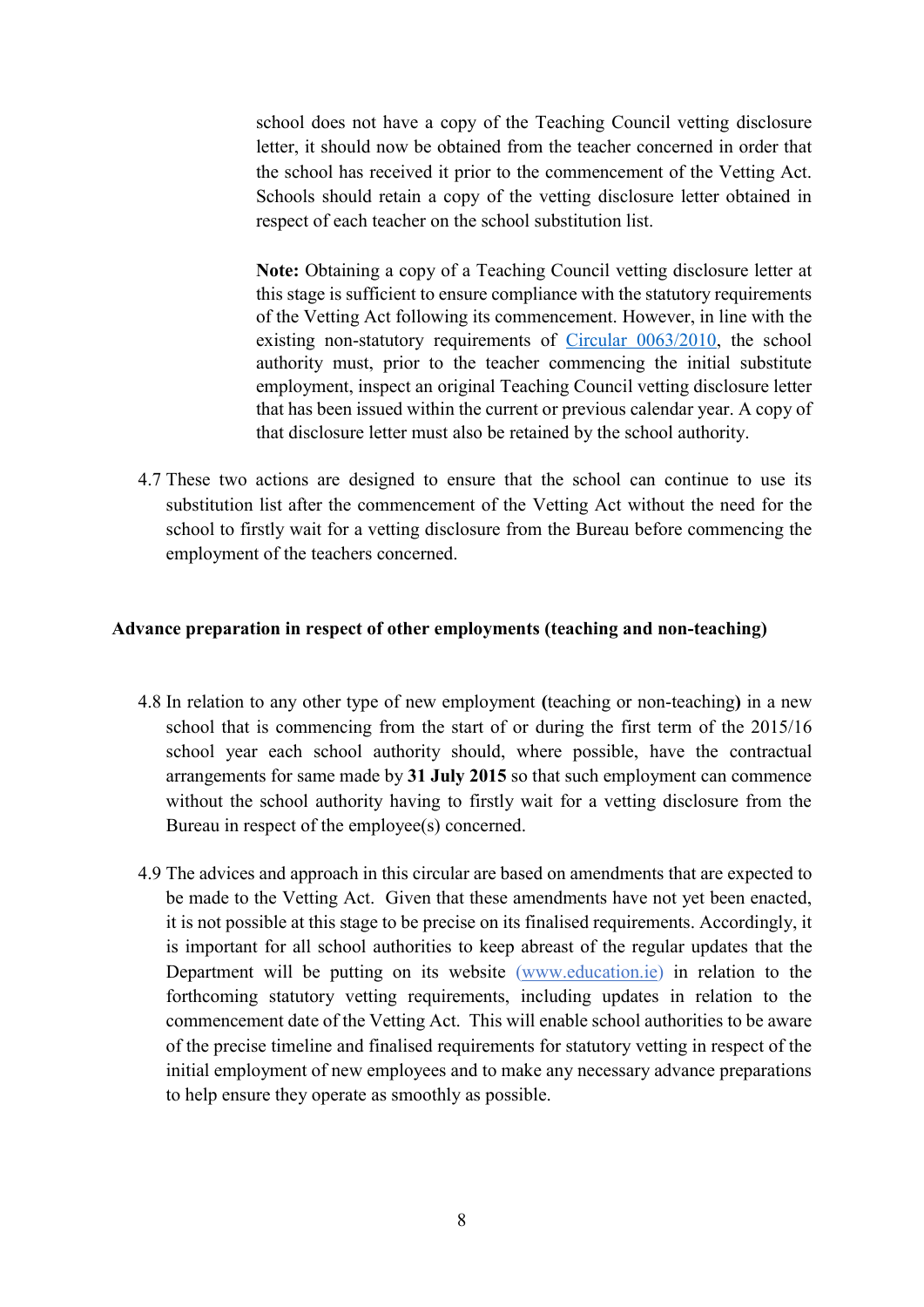school does not have a copy of the Teaching Council vetting disclosure letter, it should now be obtained from the teacher concerned in order that the school has received it prior to the commencement of the Vetting Act. Schools should retain a copy of the vetting disclosure letter obtained in respect of each teacher on the school substitution list.

**Note:** Obtaining a copy of a Teaching Council vetting disclosure letter at this stage is sufficient to ensure compliance with the statutory requirements of the Vetting Act following its commencement. However, in line with the existing non-statutory requirements of Circular 0063/2010, the school authority must, prior to the teacher commencing the initial substitute employment, inspect an original Teaching Council vetting disclosure letter that has been issued within the current or previous calendar year. A copy of that disclosure letter must also be retained by the school authority.

4.7 These two actions are designed to ensure that the school can continue to use its substitution list after the commencement of the Vetting Act without the need for the school to firstly wait for a vetting disclosure from the Bureau before commencing the employment of the teachers concerned.

**Advance preparation in respect of other employments (teaching and non-teaching)**

4.8 In relation to any other type of new employment **(**teaching or non-teaching**)** in a new school that is commencing from the start of or during the first term of the 2015/16 school year each school authority should, where possible, have the contractual arrangements for same made by **31 July 2015** so that such employment can commence without the school authority having to firstly wait for a vetting disclosure from the Bureau in respect of the employee(s) concerned.

4.9 The advices and approach in this circular are based on amendments that are expected to be made to the Vetting Act. Given that these amendments have not yet been enacted, it is not possible at this stage to be precise on its finalised requirements. Accordingly, it is important for all school authorities to keep abreast of the regular updates that the Department will be putting on its website (www.education.ie) in relation to the forthcoming statutory vetting requirements, including updates in relation to the commencement date of the Vetting Act. This will enable school authorities to be aware of the precise timeline and finalised requirements for statutory vetting in respect of the initial employment of new employees and to make any necessary advance preparations to help ensure they operate as smoothly as possible.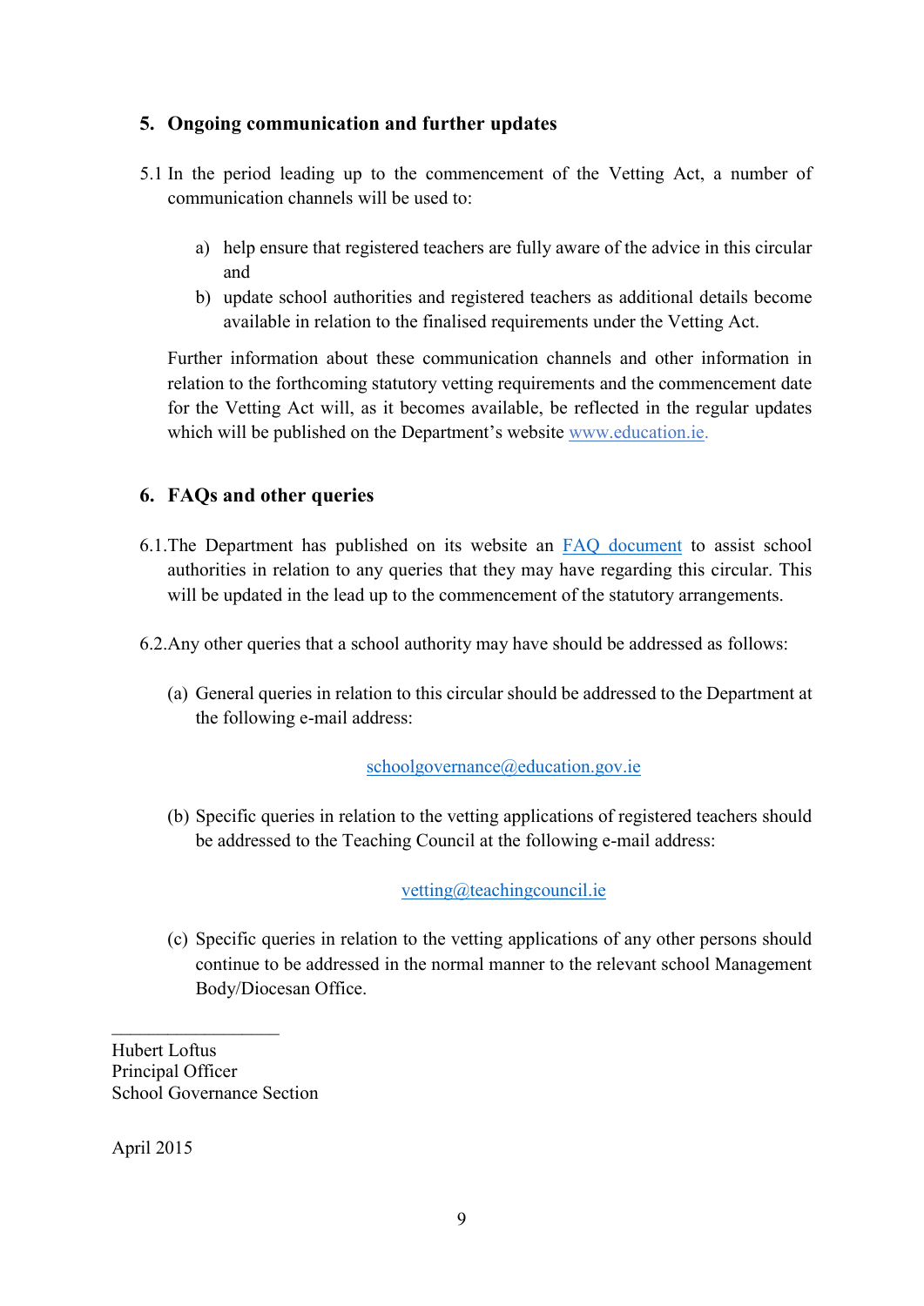## 5. Ongoing communication and further updates

5.1 In the period leading up to the commencement of the Vetting Act, a number of communication channels will be used to:

a) help ensure that registered teachers are fully aware of the advice in this circular and
b) update school authorities and registered teachers as additional details become available in relation to the finalised requirements under the Vetting Act.

Further information about these communication channels and other information in relation to the forthcoming statutory vetting requirements and the commencement date for the Vetting Act will, as it becomes available, be reflected in the regular updates which will be published on the Department's website www.education.ie.

## 6. FAQs and other queries

6.1.The Department has published on its website an FAQ document to assist school authorities in relation to any queries that they may have regarding this circular. This will be updated in the lead up to the commencement of the statutory arrangements.

6.2.Any other queries that a school authority may have should be addressed as follows:

(a) General queries in relation to this circular should be addressed to the Department at the following e-mail address:

schoolgovernance@education.gov.ie

(b) Specific queries in relation to the vetting applications of registered teachers should be addressed to the Teaching Council at the following e-mail address:

vetting@teachingcouncil.ie

(c) Specific queries in relation to the vetting applications of any other persons should continue to be addressed in the normal manner to the relevant school Management Body/Diocesan Office.

___________________

Hubert Loftus
Principal Officer
School Governance Section

April 2015